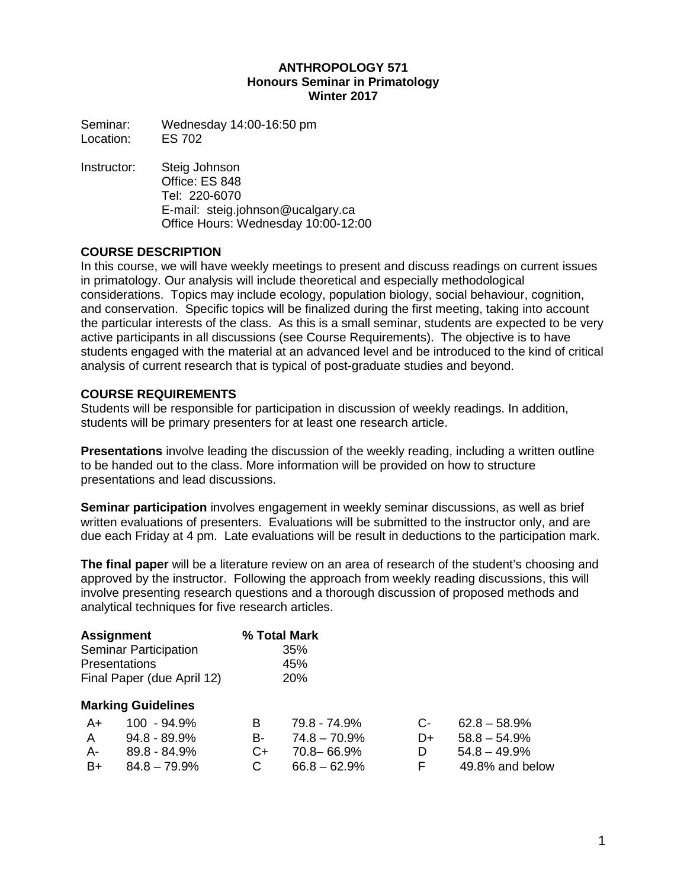# ANTHROPOLOGY 571
## Honours Seminar in Primatology
## Winter 2017

Seminar: Wednesday 14:00-16:50 pm
Location: ES 702

Instructor: Steig Johnson
Office: ES 848
Tel: 220-6070
E-mail: steig.johnson@ucalgary.ca
Office Hours: Wednesday 10:00-12:00

### COURSE DESCRIPTION

In this course, we will have weekly meetings to present and discuss readings on current issues in primatology. Our analysis will include theoretical and especially methodological considerations. Topics may include ecology, population biology, social behaviour, cognition, and conservation. Specific topics will be finalized during the first meeting, taking into account the particular interests of the class. As this is a small seminar, students are expected to be very active participants in all discussions (see Course Requirements). The objective is to have students engaged with the material at an advanced level and be introduced to the kind of critical analysis of current research that is typical of post-graduate studies and beyond.

### COURSE REQUIREMENTS

Students will be responsible for participation in discussion of weekly readings. In addition, students will be primary presenters for at least one research article.

**Presentations** involve leading the discussion of the weekly reading, including a written outline to be handed out to the class. More information will be provided on how to structure presentations and lead discussions.

**Seminar participation** involves engagement in weekly seminar discussions, as well as brief written evaluations of presenters. Evaluations will be submitted to the instructor only, and are due each Friday at 4 pm. Late evaluations will be result in deductions to the participation mark.

**The final paper** will be a literature review on an area of research of the student's choosing and approved by the instructor. Following the approach from weekly reading discussions, this will involve presenting research questions and a thorough discussion of proposed methods and analytical techniques for five research articles.

| Assignment | % Total Mark |
|---|---|
| Seminar Participation | 35% |
| Presentations | 45% |
| Final Paper (due April 12) | 20% |

### Marking Guidelines

| | | | | | |
|---|---|---|---|---|---|
| A+ | 100 - 94.9% | B | 79.8 - 74.9% | C- | 62.8 – 58.9% |
| A | 94.8 - 89.9% | B- | 74.8 – 70.9% | D+ | 58.8 – 54.9% |
| A- | 89.8 - 84.9% | C+ | 70.8– 66.9% | D | 54.8 – 49.9% |
| B+ | 84.8 – 79.9% | C | 66.8 – 62.9% | F | 49.8% and below |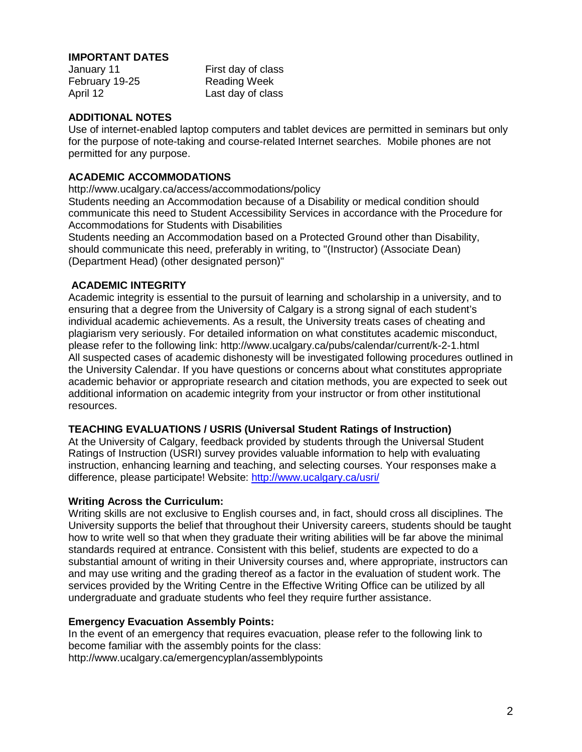## IMPORTANT DATES

| | |
|---|---|
| January 11 | First day of class |
| February 19-25 | Reading Week |
| April 12 | Last day of class |

## ADDITIONAL NOTES

Use of internet-enabled laptop computers and tablet devices are permitted in seminars but only for the purpose of note-taking and course-related Internet searches. Mobile phones are not permitted for any purpose.

## ACADEMIC ACCOMMODATIONS

http://www.ucalgary.ca/access/accommodations/policy

Students needing an Accommodation because of a Disability or medical condition should communicate this need to Student Accessibility Services in accordance with the Procedure for Accommodations for Students with Disabilities

Students needing an Accommodation based on a Protected Ground other than Disability, should communicate this need, preferably in writing, to "(Instructor) (Associate Dean) (Department Head) (other designated person)"

## ACADEMIC INTEGRITY

Academic integrity is essential to the pursuit of learning and scholarship in a university, and to ensuring that a degree from the University of Calgary is a strong signal of each student's individual academic achievements. As a result, the University treats cases of cheating and plagiarism very seriously. For detailed information on what constitutes academic misconduct, please refer to the following link: http://www.ucalgary.ca/pubs/calendar/current/k-2-1.html

All suspected cases of academic dishonesty will be investigated following procedures outlined in the University Calendar. If you have questions or concerns about what constitutes appropriate academic behavior or appropriate research and citation methods, you are expected to seek out additional information on academic integrity from your instructor or from other institutional resources.

## TEACHING EVALUATIONS / USRIS (Universal Student Ratings of Instruction)

At the University of Calgary, feedback provided by students through the Universal Student Ratings of Instruction (USRI) survey provides valuable information to help with evaluating instruction, enhancing learning and teaching, and selecting courses. Your responses make a difference, please participate! Website: http://www.ucalgary.ca/usri/

### Writing Across the Curriculum:

Writing skills are not exclusive to English courses and, in fact, should cross all disciplines. The University supports the belief that throughout their University careers, students should be taught how to write well so that when they graduate their writing abilities will be far above the minimal standards required at entrance. Consistent with this belief, students are expected to do a substantial amount of writing in their University courses and, where appropriate, instructors can and may use writing and the grading thereof as a factor in the evaluation of student work. The services provided by the Writing Centre in the Effective Writing Office can be utilized by all undergraduate and graduate students who feel they require further assistance.

### Emergency Evacuation Assembly Points:

In the event of an emergency that requires evacuation, please refer to the following link to become familiar with the assembly points for the class:
http://www.ucalgary.ca/emergencyplan/assemblypoints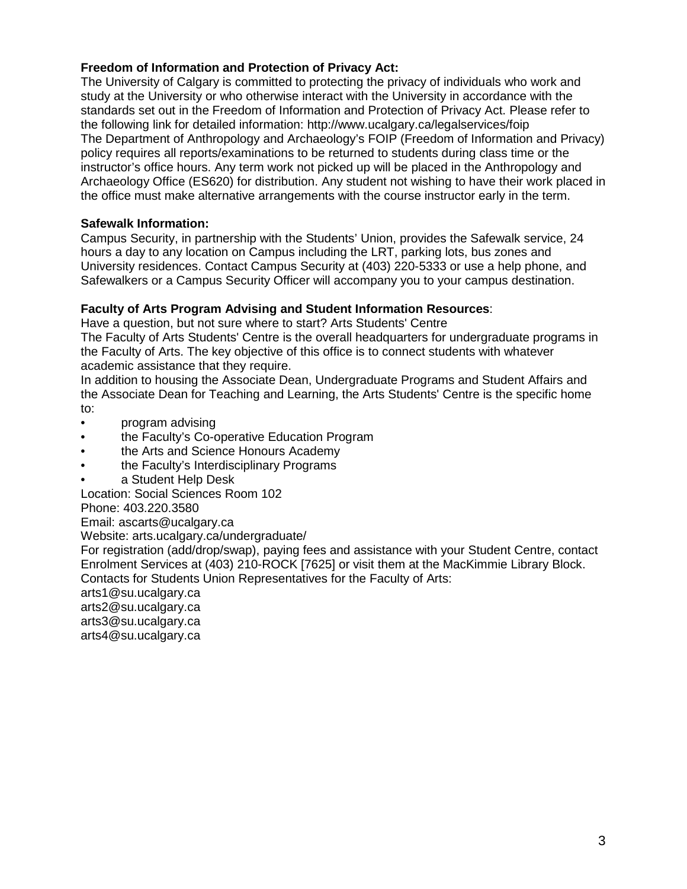**Freedom of Information and Protection of Privacy Act:**
The University of Calgary is committed to protecting the privacy of individuals who work and study at the University or who otherwise interact with the University in accordance with the standards set out in the Freedom of Information and Protection of Privacy Act. Please refer to the following link for detailed information: http://www.ucalgary.ca/legalservices/foip
The Department of Anthropology and Archaeology's FOIP (Freedom of Information and Privacy) policy requires all reports/examinations to be returned to students during class time or the instructor's office hours. Any term work not picked up will be placed in the Anthropology and Archaeology Office (ES620) for distribution. Any student not wishing to have their work placed in the office must make alternative arrangements with the course instructor early in the term.

**Safewalk Information:**
Campus Security, in partnership with the Students' Union, provides the Safewalk service, 24 hours a day to any location on Campus including the LRT, parking lots, bus zones and University residences. Contact Campus Security at (403) 220-5333 or use a help phone, and Safewalkers or a Campus Security Officer will accompany you to your campus destination.

**Faculty of Arts Program Advising and Student Information Resources**:
Have a question, but not sure where to start? Arts Students' Centre
The Faculty of Arts Students' Centre is the overall headquarters for undergraduate programs in the Faculty of Arts. The key objective of this office is to connect students with whatever academic assistance that they require.
In addition to housing the Associate Dean, Undergraduate Programs and Student Affairs and the Associate Dean for Teaching and Learning, the Arts Students' Centre is the specific home to:

- program advising
- the Faculty's Co-operative Education Program
- the Arts and Science Honours Academy
- the Faculty's Interdisciplinary Programs
- a Student Help Desk

Location: Social Sciences Room 102
Phone: 403.220.3580
Email: ascarts@ucalgary.ca
Website: arts.ucalgary.ca/undergraduate/
For registration (add/drop/swap), paying fees and assistance with your Student Centre, contact Enrolment Services at (403) 210-ROCK [7625] or visit them at the MacKimmie Library Block.
Contacts for Students Union Representatives for the Faculty of Arts:
arts1@su.ucalgary.ca
arts2@su.ucalgary.ca
arts3@su.ucalgary.ca
arts4@su.ucalgary.ca